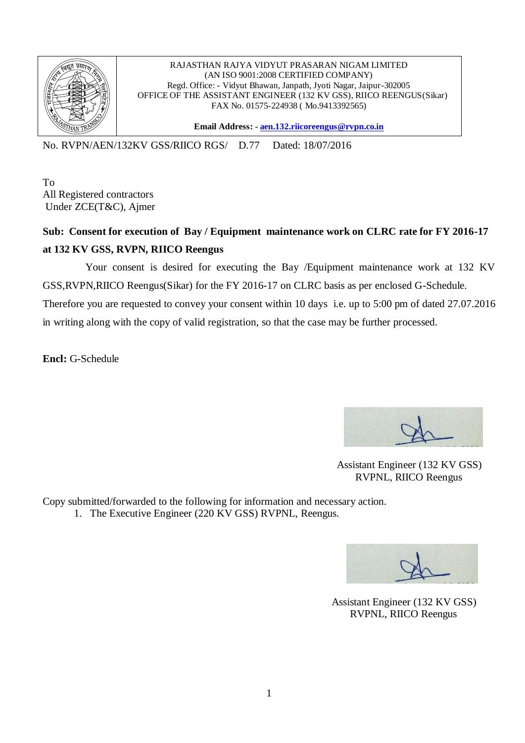| | RAJASTHAN RAJYA VIDYUT PRASARAN NIGAM LIMITED<br>(AN ISO 9001:2008 CERTIFIED COMPANY)<br>Regd. Office: - Vidyut Bhawan, Janpath, Jyoti Nagar, Jaipur-302005<br>OFFICE OF THE ASSISTANT ENGINEER (132 KV GSS), RIICO REENGUS(Sikar)<br>FAX No. 01575-224938 ( Mo.9413392565)<br><br>**Email Address: - aen.132.riicoreengus@rvpn.co.in** |
|---|---|

No. RVPN/AEN/132KV GSS/RIICO RGS/ D.77 Dated: 18/07/2016

To
All Registered contractors
Under ZCE(T&C), Ajmer

**Sub: Consent for execution of Bay / Equipment maintenance work on CLRC rate for FY 2016-17 at 132 KV GSS, RVPN, RIICO Reengus**

Your consent is desired for executing the Bay /Equipment maintenance work at 132 KV GSS,RVPN,RIICO Reengus(Sikar) for the FY 2016-17 on CLRC basis as per enclosed G-Schedule. Therefore you are requested to convey your consent within 10 days i.e. up to 5:00 pm of dated 27.07.2016 in writing along with the copy of valid registration, so that the case may be further processed.

**Encl:** G-Schedule

Assistant Engineer (132 KV GSS)
RVPNL, RIICO Reengus

Copy submitted/forwarded to the following for information and necessary action.

1. The Executive Engineer (220 KV GSS) RVPNL, Reengus.

Assistant Engineer (132 KV GSS)
RVPNL, RIICO Reengus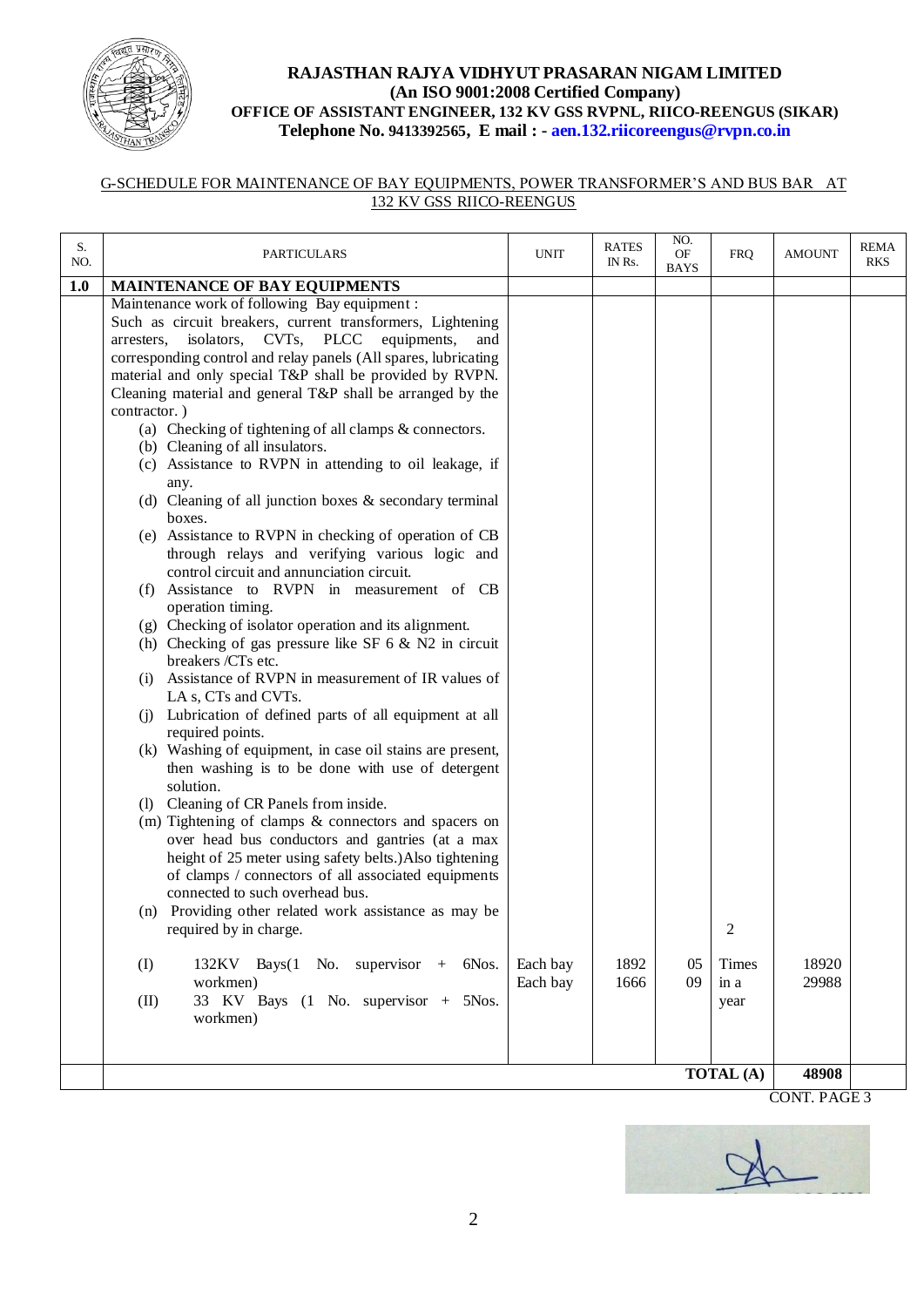**RAJASTHAN RAJYA VIDHYUT PRASARAN NIGAM LIMITED**
**(An ISO 9001:2008 Certified Company)**
**OFFICE OF ASSISTANT ENGINEER, 132 KV GSS RVPNL, RIICO-REENGUS (SIKAR)**
**Telephone No. 9413392565, E mail : - aen.132.riicoreengus@rvpn.co.in**

G-SCHEDULE FOR MAINTENANCE OF BAY EQUIPMENTS, POWER TRANSFORMER'S AND BUS BAR AT 132 KV GSS RIICO-REENGUS

| S. NO. | PARTICULARS | UNIT | RATES IN Rs. | NO. OF BAYS | FRQ | AMOUNT | REMARKS |
|---|---|---|---|---|---|---|---|
| **1.0** | **MAINTENANCE OF BAY EQUIPMENTS** | | | | | | |
| | Maintenance work of following Bay equipment : Such as circuit breakers, current transformers, Lightening arresters, isolators, CVTs, PLCC equipments, and corresponding control and relay panels (All spares, lubricating material and only special T&P shall be provided by RVPN. Cleaning material and general T&P shall be arranged by the contractor. )<br>(a) Checking of tightening of all clamps & connectors.<br>(b) Cleaning of all insulators.<br>(c) Assistance to RVPN in attending to oil leakage, if any.<br>(d) Cleaning of all junction boxes & secondary terminal boxes.<br>(e) Assistance to RVPN in checking of operation of CB through relays and verifying various logic and control circuit and annunciation circuit.<br>(f) Assistance to RVPN in measurement of CB operation timing.<br>(g) Checking of isolator operation and its alignment.<br>(h) Checking of gas pressure like SF 6 & N2 in circuit breakers /CTs etc.<br>(i) Assistance of RVPN in measurement of IR values of LA s, CTs and CVTs.<br>(j) Lubrication of defined parts of all equipment at all required points.<br>(k) Washing of equipment, in case oil stains are present, then washing is to be done with use of detergent solution.<br>(l) Cleaning of CR Panels from inside.<br>(m) Tightening of clamps & connectors and spacers on over head bus conductors and gantries (at a max height of 25 meter using safety belts.)Also tightening of clamps / connectors of all associated equipments connected to such overhead bus.<br>(n) Providing other related work assistance as may be required by in charge. | | | | | | |
| | (I) 132KV Bays(1 No. supervisor + 6Nos. workmen) | Each bay | 1892 | 05 | 2 Times in a year | 18920 | |
| | (II) 33 KV Bays (1 No. supervisor + 5Nos. workmen) | Each bay | 1666 | 09 | | 29988 | |
| | | | | | **TOTAL (A)** | **48908** | |

CONT. PAGE 3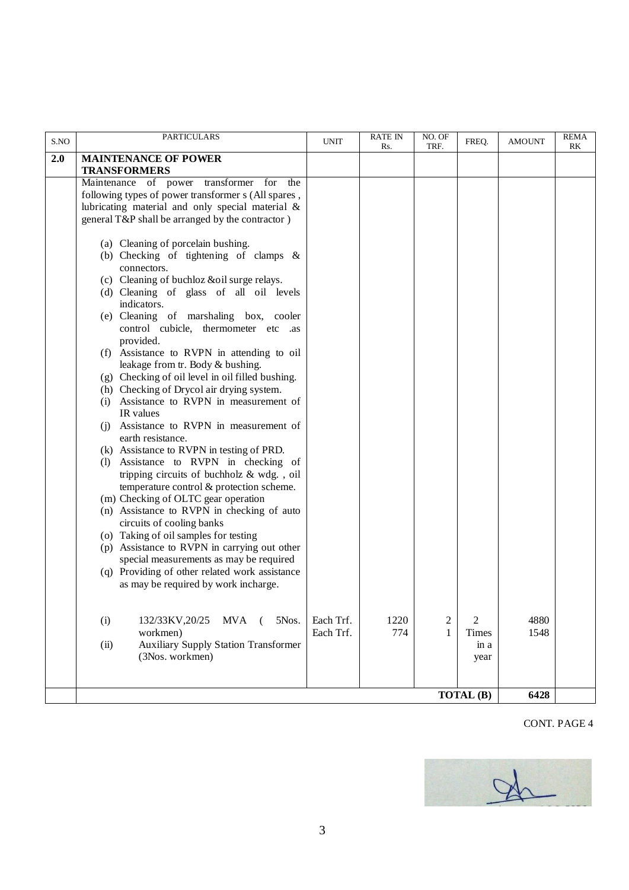| S.NO | PARTICULARS | UNIT | RATE IN Rs. | NO. OF TRF. | FREQ. | AMOUNT | REMARK |
|---|---|---|---|---|---|---|---|
| **2.0** | **MAINTENANCE OF POWER TRANSFORMERS** | | | | | | |
| | Maintenance of power transformer for the following types of power transformer s (All spares , lubricating material and only special material & general T&P shall be arranged by the contractor )<br><br>(a) Cleaning of porcelain bushing.<br>(b) Checking of tightening of clamps & connectors.<br>(c) Cleaning of buchloz &oil surge relays.<br>(d) Cleaning of glass of all oil levels indicators.<br>(e) Cleaning of marshaling box, cooler control cubicle, thermometer etc .as provided.<br>(f) Assistance to RVPN in attending to oil leakage from tr. Body & bushing.<br>(g) Checking of oil level in oil filled bushing.<br>(h) Checking of Drycol air drying system.<br>(i) Assistance to RVPN in measurement of IR values<br>(j) Assistance to RVPN in measurement of earth resistance.<br>(k) Assistance to RVPN in testing of PRD.<br>(l) Assistance to RVPN in checking of tripping circuits of buchholz & wdg. , oil temperature control & protection scheme.<br>(m) Checking of OLTC gear operation<br>(n) Assistance to RVPN in checking of auto circuits of cooling banks<br>(o) Taking of oil samples for testing<br>(p) Assistance to RVPN in carrying out other special measurements as may be required<br>(q) Providing of other related work assistance as may be required by work incharge. | | | | | | |
| | (i) 132/33KV,20/25 MVA ( 5Nos. workmen)<br>(ii) Auxiliary Supply Station Transformer (3Nos. workmen) | Each Trf.<br>Each Trf. | 1220<br>774 | 2<br>1 | 2 Times in a year | 4880<br>1548 | |
| | | | | | **TOTAL (B)** | **6428** | |

CONT. PAGE 4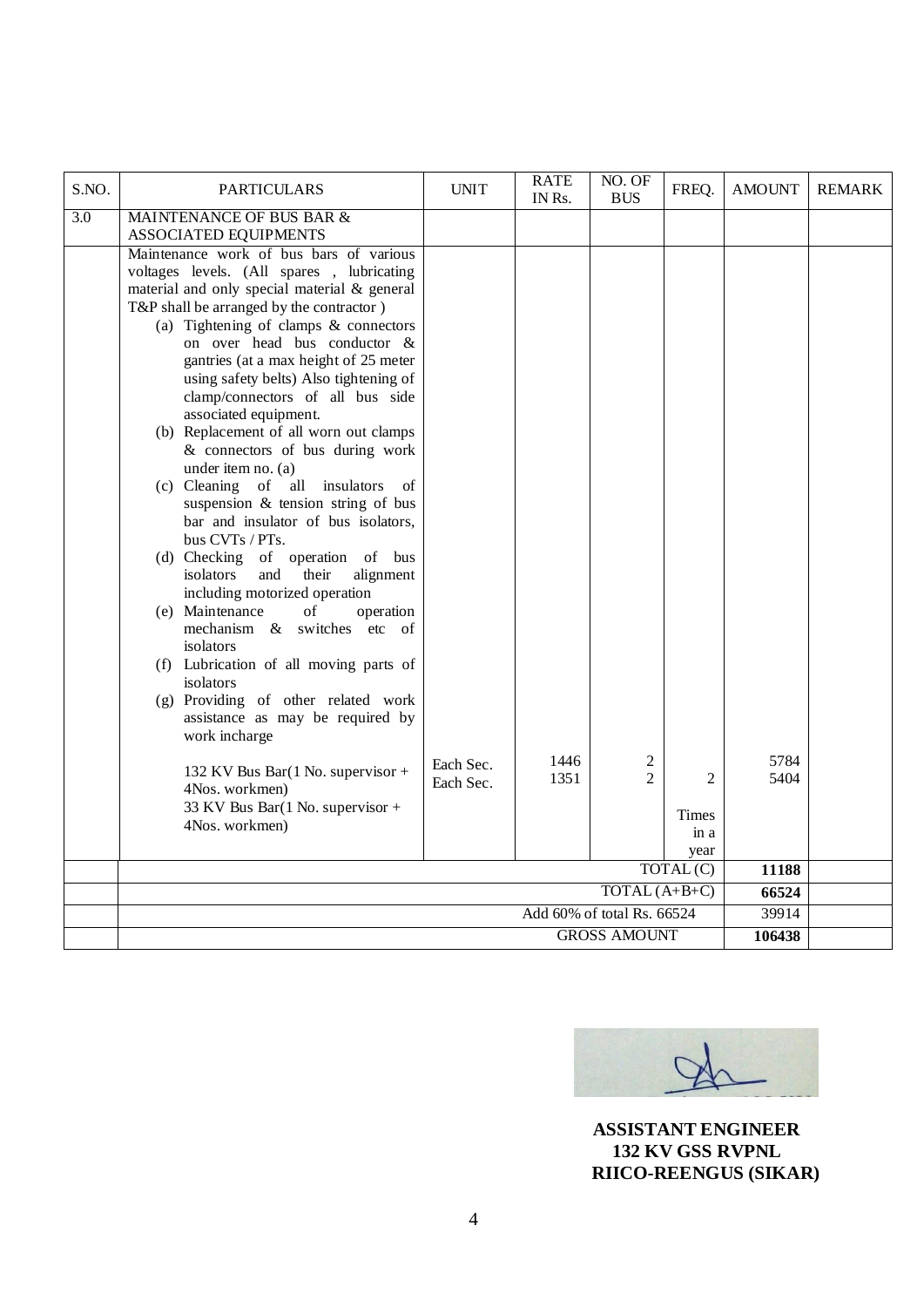| S.NO. | PARTICULARS | UNIT | RATE IN Rs. | NO. OF BUS | FREQ. | AMOUNT | REMARK |
|---|---|---|---|---|---|---|---|
| 3.0 | MAINTENANCE OF BUS BAR & ASSOCIATED EQUIPMENTS | | | | | | |
| | Maintenance work of bus bars of various voltages levels. (All spares , lubricating material and only special material & general T&P shall be arranged by the contractor )<br>(a) Tightening of clamps & connectors on over head bus conductor & gantries (at a max height of 25 meter using safety belts) Also tightening of clamp/connectors of all bus side associated equipment.<br>(b) Replacement of all worn out clamps & connectors of bus during work under item no. (a)<br>(c) Cleaning of all insulators of suspension & tension string of bus bar and insulator of bus isolators, bus CVTs / PTs.<br>(d) Checking of operation of bus isolators and their alignment including motorized operation<br>(e) Maintenance of operation mechanism & switches etc of isolators<br>(f) Lubrication of all moving parts of isolators<br>(g) Providing of other related work assistance as may be required by work incharge | | | | | | |
| | 132 KV Bus Bar(1 No. supervisor + 4Nos. workmen) | Each Sec. | 1446 | 2 | 2 Times in a year | 5784 | |
| | 33 KV Bus Bar(1 No. supervisor + 4Nos. workmen) | Each Sec. | 1351 | 2 | | 5404 | |
| | TOTAL (C) | | | | | **11188** | |
| | TOTAL (A+B+C) | | | | | **66524** | |
| | Add 60% of total Rs. 66524 | | | | | 39914 | |
| | GROSS AMOUNT | | | | | **106438** | |

**ASSISTANT ENGINEER**
**132 KV GSS RVPNL**
**RIICO-REENGUS (SIKAR)**